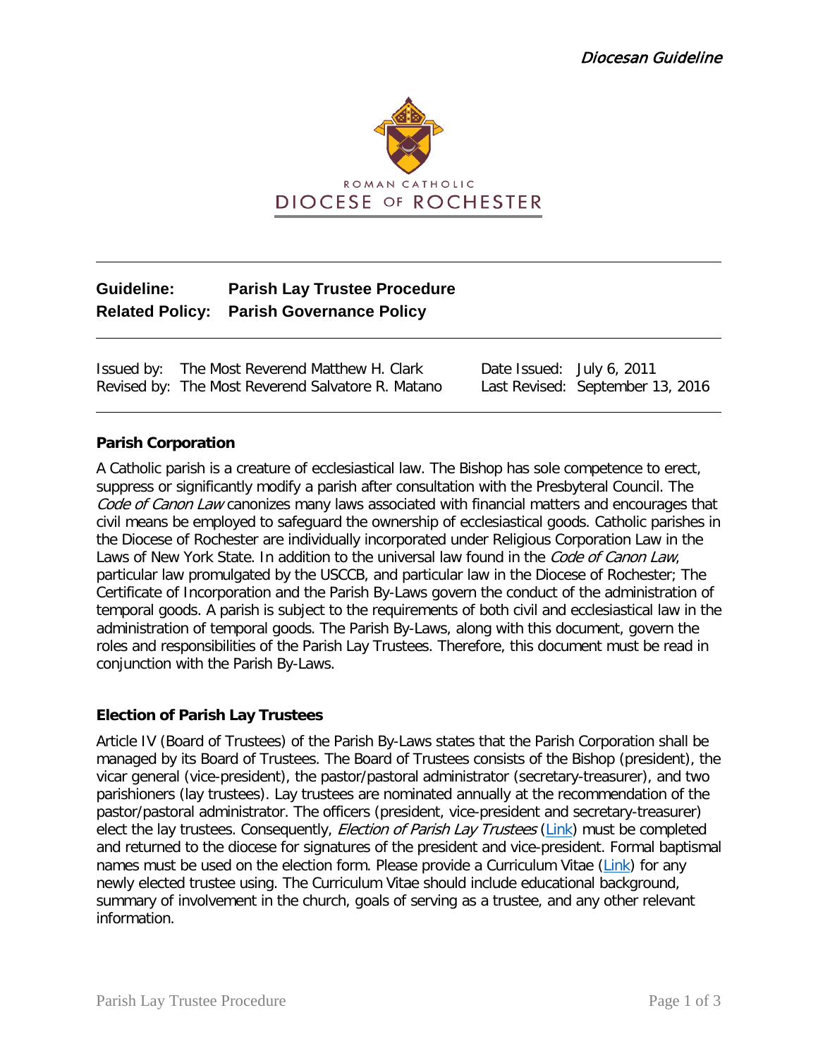*Diocesan Guideline*

ROMAN CATHOLIC
DIOCESE OF ROCHESTER

**Guideline:** **Parish Lay Trustee Procedure**
**Related Policy:** **Parish Governance Policy**

| | | | |
|---|---|---|---|
| Issued by: | The Most Reverend Matthew H. Clark | Date Issued: | July 6, 2011 |
| Revised by: | The Most Reverend Salvatore R. Matano | Last Revised: | September 13, 2016 |

## Parish Corporation

A Catholic parish is a creature of ecclesiastical law. The Bishop has sole competence to erect, suppress or significantly modify a parish after consultation with the Presbyteral Council. The *Code of Canon Law* canonizes many laws associated with financial matters and encourages that civil means be employed to safeguard the ownership of ecclesiastical goods. Catholic parishes in the Diocese of Rochester are individually incorporated under Religious Corporation Law in the Laws of New York State. In addition to the universal law found in the *Code of Canon Law*, particular law promulgated by the USCCB, and particular law in the Diocese of Rochester; The Certificate of Incorporation and the Parish By-Laws govern the conduct of the administration of temporal goods. A parish is subject to the requirements of both civil and ecclesiastical law in the administration of temporal goods. The Parish By-Laws, along with this document, govern the roles and responsibilities of the Parish Lay Trustees. Therefore, this document must be read in conjunction with the Parish By-Laws.

## Election of Parish Lay Trustees

Article IV (Board of Trustees) of the Parish By-Laws states that the Parish Corporation shall be managed by its Board of Trustees. The Board of Trustees consists of the Bishop (president), the vicar general (vice-president), the pastor/pastoral administrator (secretary-treasurer), and two parishioners (lay trustees). Lay trustees are nominated annually at the recommendation of the pastor/pastoral administrator. The officers (president, vice-president and secretary-treasurer) elect the lay trustees. Consequently, *Election of Parish Lay Trustees* (Link) must be completed and returned to the diocese for signatures of the president and vice-president. Formal baptismal names must be used on the election form. Please provide a Curriculum Vitae (Link) for any newly elected trustee using. The Curriculum Vitae should include educational background, summary of involvement in the church, goals of serving as a trustee, and any other relevant information.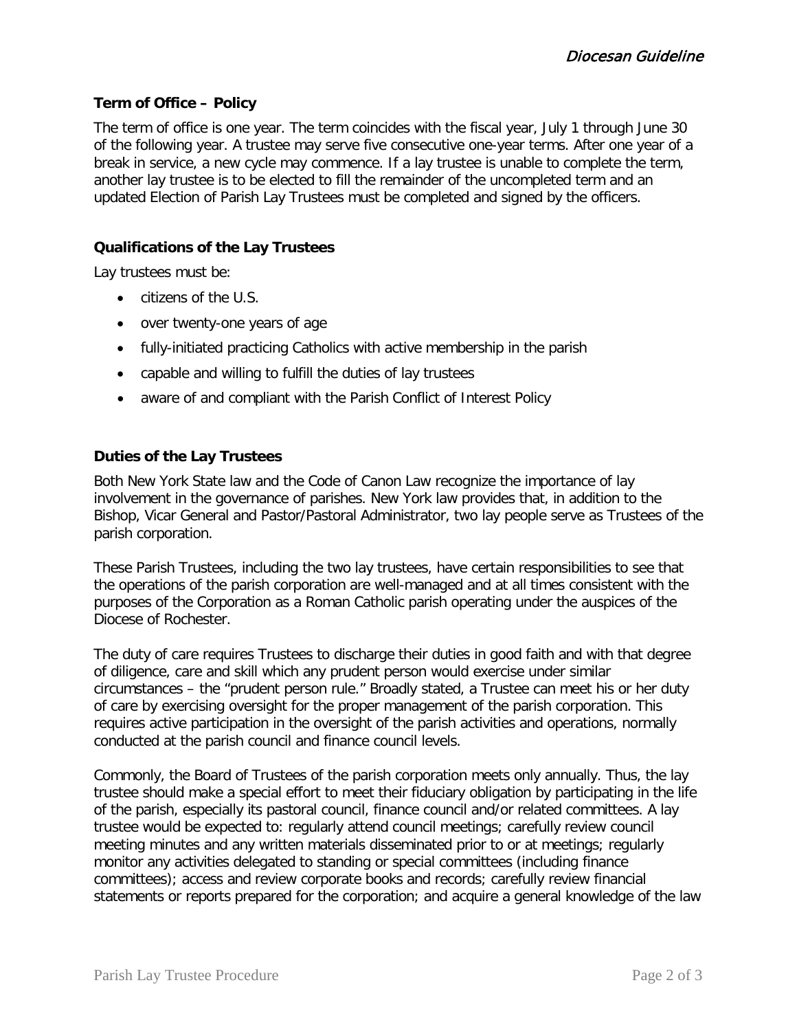### Term of Office – Policy

The term of office is one year. The term coincides with the fiscal year, July 1 through June 30 of the following year. A trustee may serve five consecutive one-year terms. After one year of a break in service, a new cycle may commence. If a lay trustee is unable to complete the term, another lay trustee is to be elected to fill the remainder of the uncompleted term and an updated Election of Parish Lay Trustees must be completed and signed by the officers.

### Qualifications of the Lay Trustees

Lay trustees must be:

- citizens of the U.S.
- over twenty-one years of age
- fully-initiated practicing Catholics with active membership in the parish
- capable and willing to fulfill the duties of lay trustees
- aware of and compliant with the Parish Conflict of Interest Policy

### Duties of the Lay Trustees

Both New York State law and the Code of Canon Law recognize the importance of lay involvement in the governance of parishes. New York law provides that, in addition to the Bishop, Vicar General and Pastor/Pastoral Administrator, two lay people serve as Trustees of the parish corporation.

These Parish Trustees, including the two lay trustees, have certain responsibilities to see that the operations of the parish corporation are well-managed and at all times consistent with the purposes of the Corporation as a Roman Catholic parish operating under the auspices of the Diocese of Rochester.

The duty of care requires Trustees to discharge their duties in good faith and with that degree of diligence, care and skill which any prudent person would exercise under similar circumstances – the "prudent person rule." Broadly stated, a Trustee can meet his or her duty of care by exercising oversight for the proper management of the parish corporation. This requires active participation in the oversight of the parish activities and operations, normally conducted at the parish council and finance council levels.

Commonly, the Board of Trustees of the parish corporation meets only annually. Thus, the lay trustee should make a special effort to meet their fiduciary obligation by participating in the life of the parish, especially its pastoral council, finance council and/or related committees. A lay trustee would be expected to: regularly attend council meetings; carefully review council meeting minutes and any written materials disseminated prior to or at meetings; regularly monitor any activities delegated to standing or special committees (including finance committees); access and review corporate books and records; carefully review financial statements or reports prepared for the corporation; and acquire a general knowledge of the law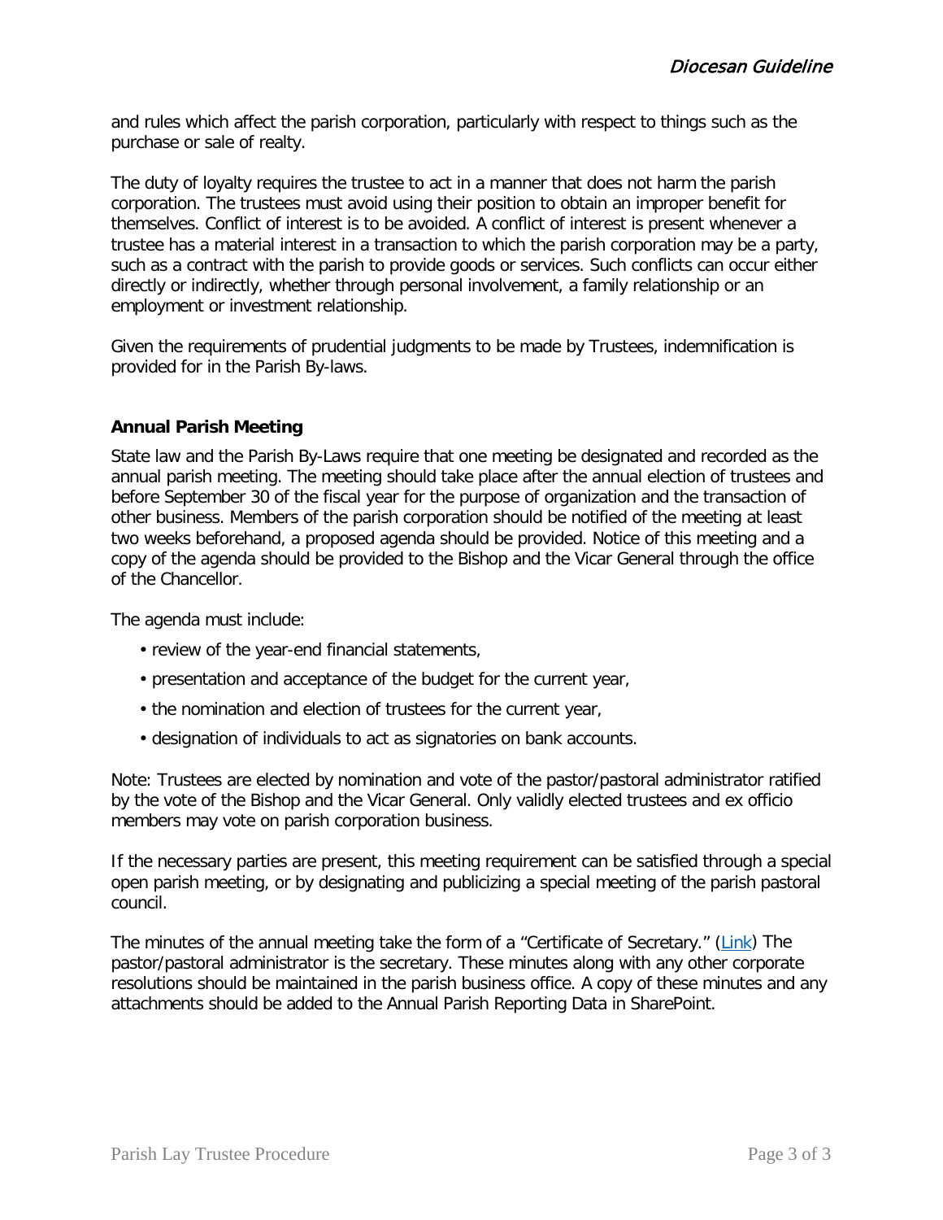and rules which affect the parish corporation, particularly with respect to things such as the purchase or sale of realty.

The duty of loyalty requires the trustee to act in a manner that does not harm the parish corporation. The trustees must avoid using their position to obtain an improper benefit for themselves. Conflict of interest is to be avoided. A conflict of interest is present whenever a trustee has a material interest in a transaction to which the parish corporation may be a party, such as a contract with the parish to provide goods or services. Such conflicts can occur either directly or indirectly, whether through personal involvement, a family relationship or an employment or investment relationship.

Given the requirements of prudential judgments to be made by Trustees, indemnification is provided for in the Parish By-laws.

**Annual Parish Meeting**

State law and the Parish By-Laws require that one meeting be designated and recorded as the annual parish meeting. The meeting should take place after the annual election of trustees and before September 30 of the fiscal year for the purpose of organization and the transaction of other business. Members of the parish corporation should be notified of the meeting at least two weeks beforehand, a proposed agenda should be provided. Notice of this meeting and a copy of the agenda should be provided to the Bishop and the Vicar General through the office of the Chancellor.

The agenda must include:

- review of the year-end financial statements,
- presentation and acceptance of the budget for the current year,
- the nomination and election of trustees for the current year,
- designation of individuals to act as signatories on bank accounts.

Note: Trustees are elected by nomination and vote of the pastor/pastoral administrator ratified by the vote of the Bishop and the Vicar General. Only validly elected trustees and ex officio members may vote on parish corporation business.

If the necessary parties are present, this meeting requirement can be satisfied through a special open parish meeting, or by designating and publicizing a special meeting of the parish pastoral council.

The minutes of the annual meeting take the form of a "Certificate of Secretary." (Link) The pastor/pastoral administrator is the secretary. These minutes along with any other corporate resolutions should be maintained in the parish business office. A copy of these minutes and any attachments should be added to the Annual Parish Reporting Data in SharePoint.